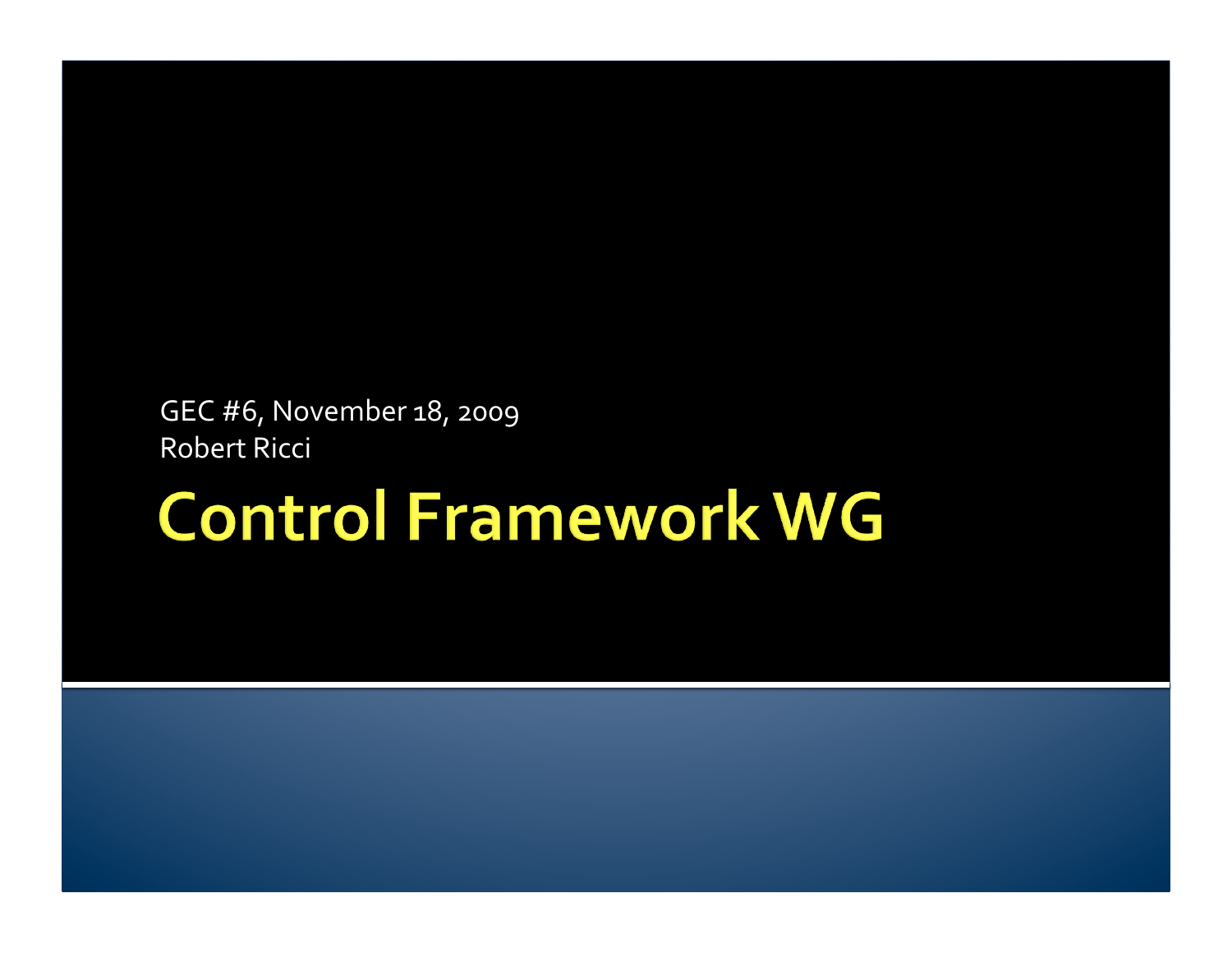GEC #6, November 18, 2009
Robert Ricci

# Control Framework WG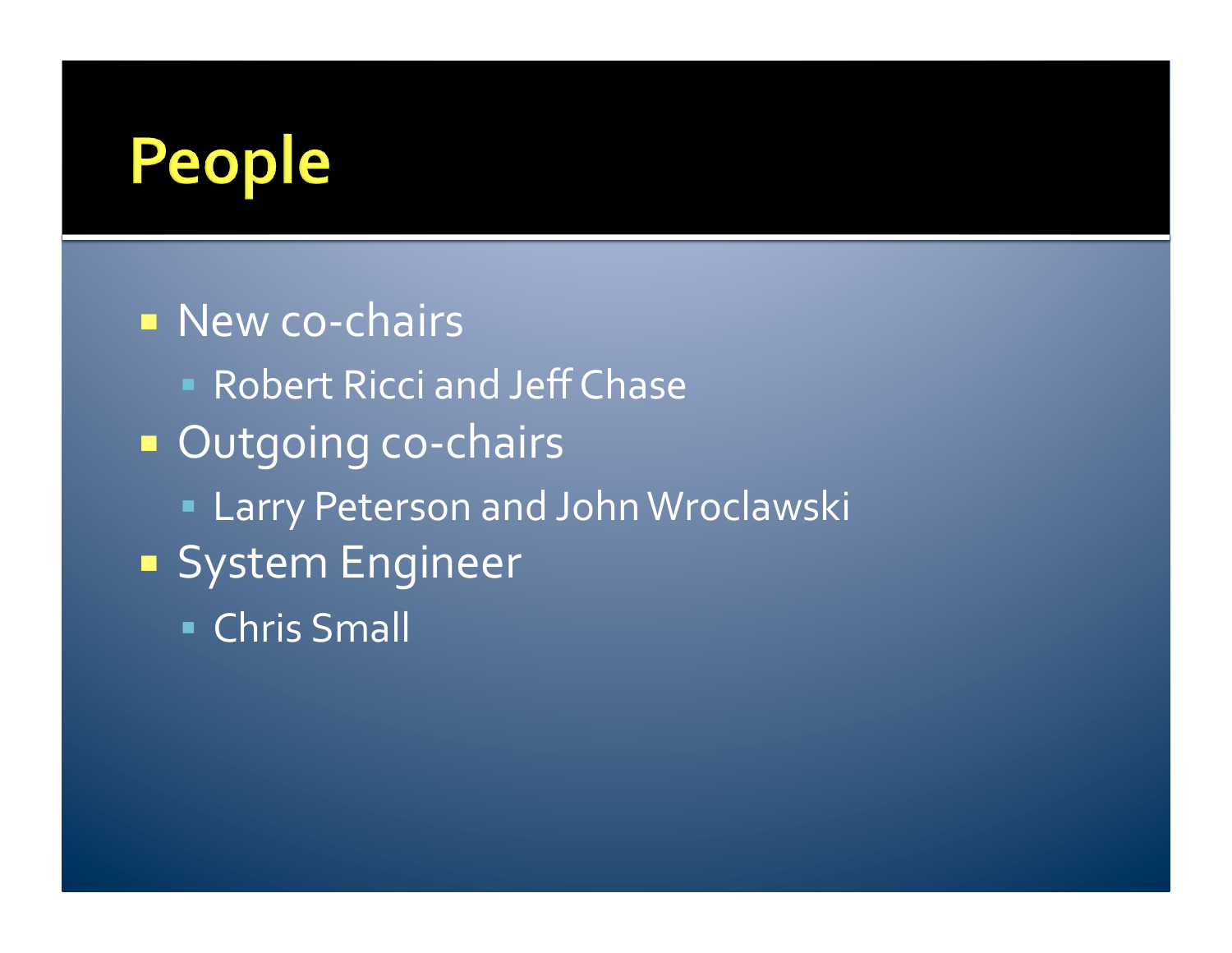# People

- New co-chairs
  - Robert Ricci and Jeff Chase
- Outgoing co-chairs
  - Larry Peterson and John Wroclawski
- System Engineer
  - Chris Small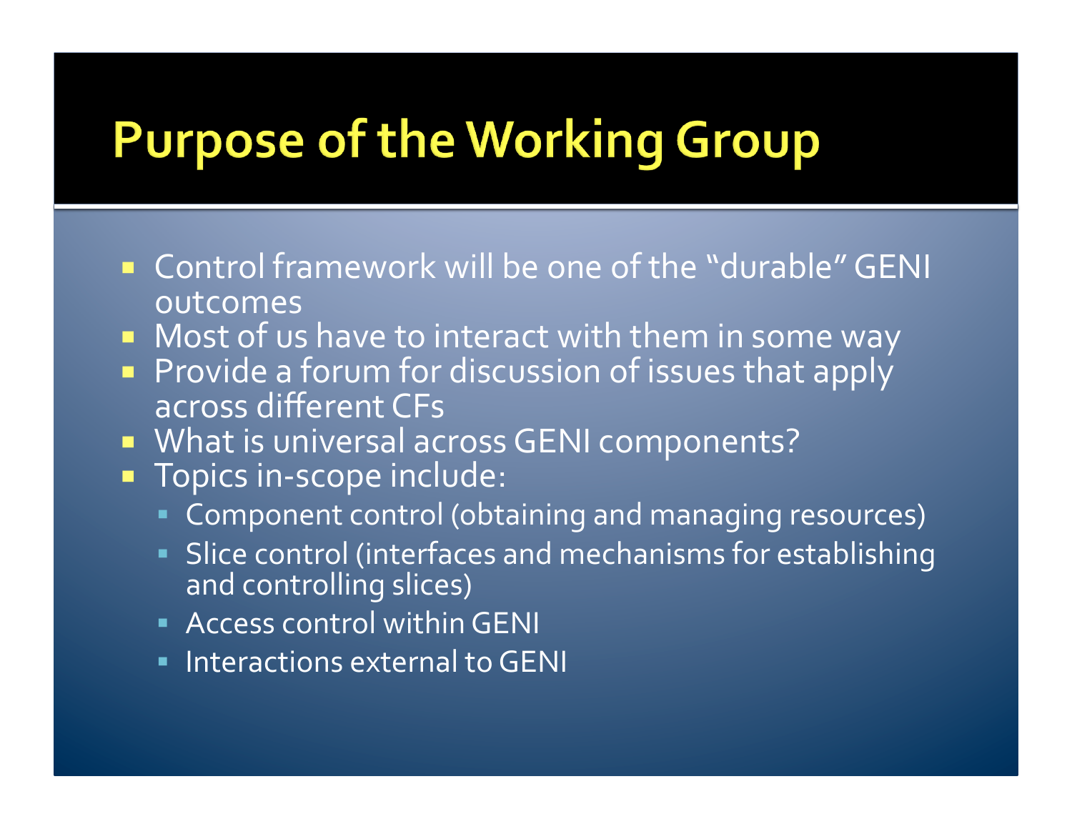# Purpose of the Working Group

- Control framework will be one of the "durable" GENI outcomes
- Most of us have to interact with them in some way
- Provide a forum for discussion of issues that apply across different CFs
- What is universal across GENI components?
- Topics in-scope include:
  - Component control (obtaining and managing resources)
  - Slice control (interfaces and mechanisms for establishing and controlling slices)
  - Access control within GENI
  - Interactions external to GENI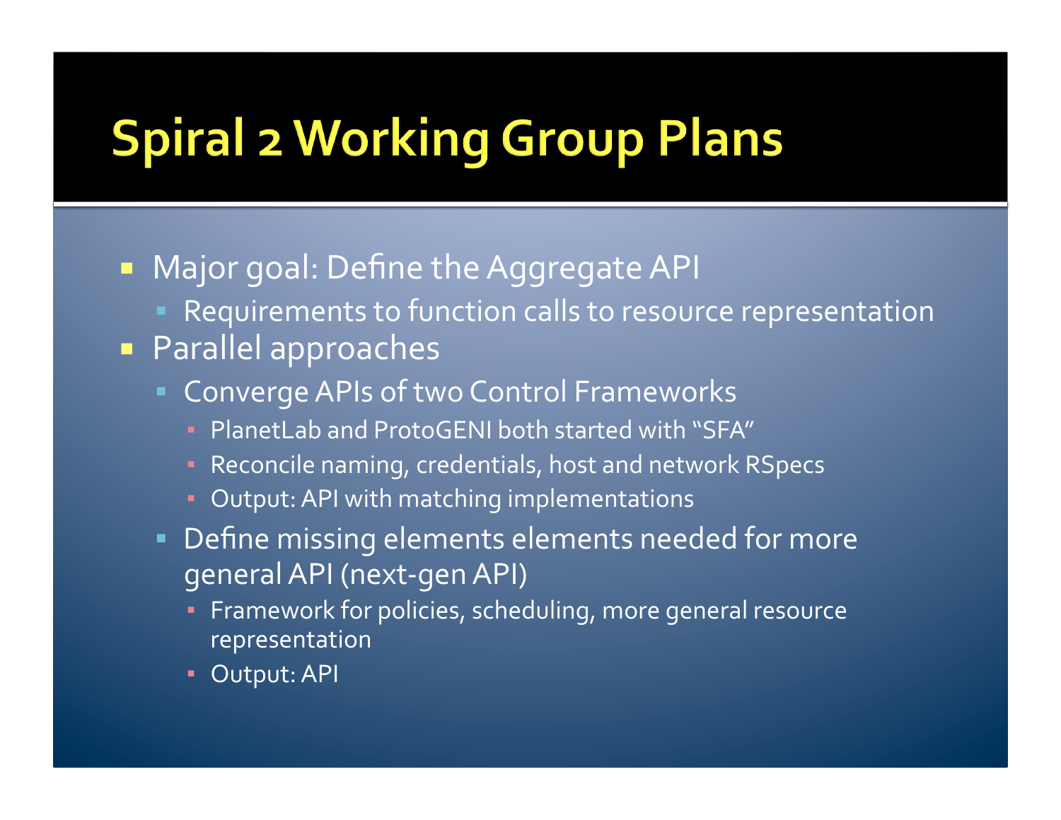# Spiral 2 Working Group Plans

- Major goal: Define the Aggregate API
  - Requirements to function calls to resource representation
- Parallel approaches
  - Converge APIs of two Control Frameworks
    - PlanetLab and ProtoGENI both started with "SFA"
    - Reconcile naming, credentials, host and network RSpecs
    - Output: API with matching implementations
  - Define missing elements elements needed for more general API (next-gen API)
    - Framework for policies, scheduling, more general resource representation
    - Output: API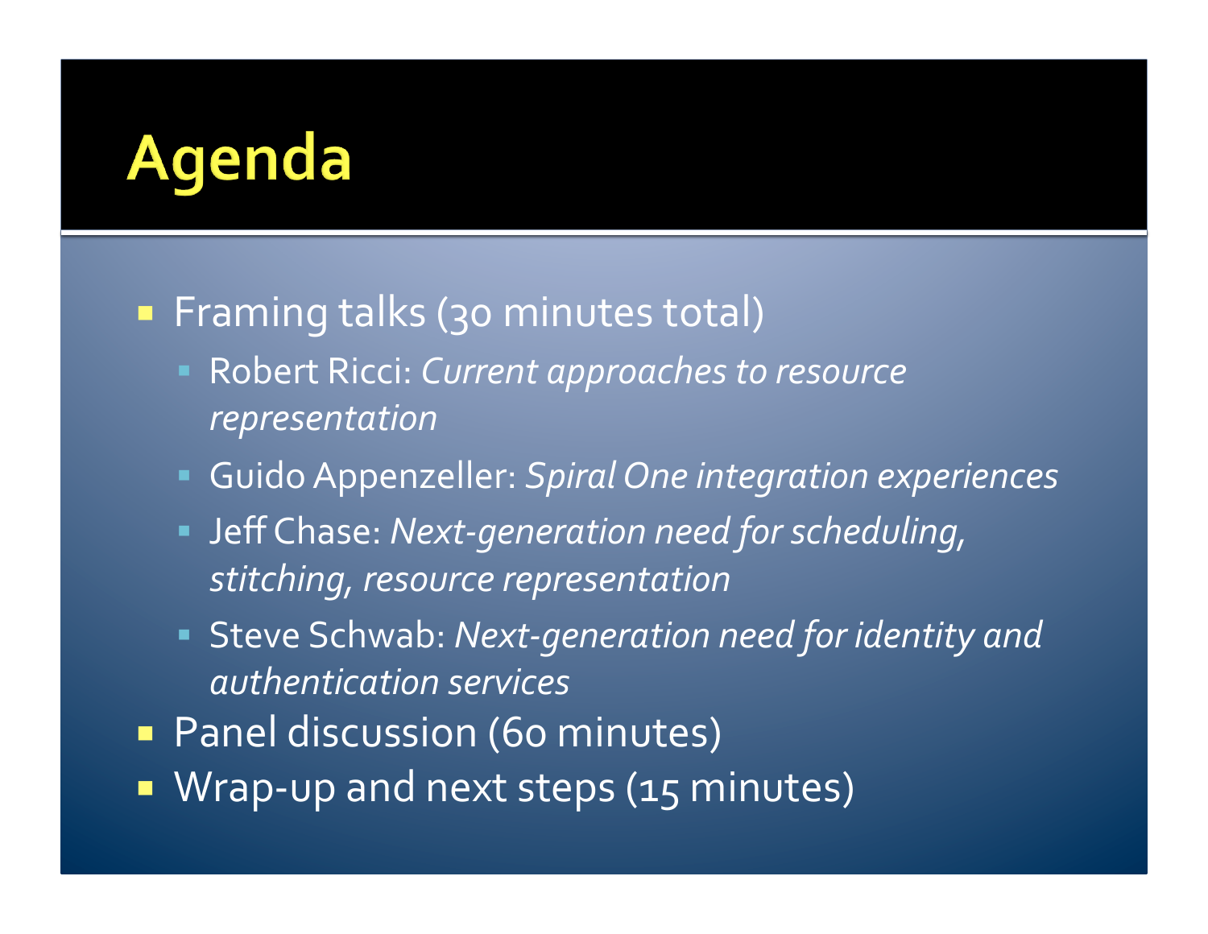# Agenda

- Framing talks (30 minutes total)
  - Robert Ricci: *Current approaches to resource representation*
  - Guido Appenzeller: *Spiral One integration experiences*
  - Jeff Chase: *Next-generation need for scheduling, stitching, resource representation*
  - Steve Schwab: *Next-generation need for identity and authentication services*
- Panel discussion (60 minutes)
- Wrap-up and next steps (15 minutes)